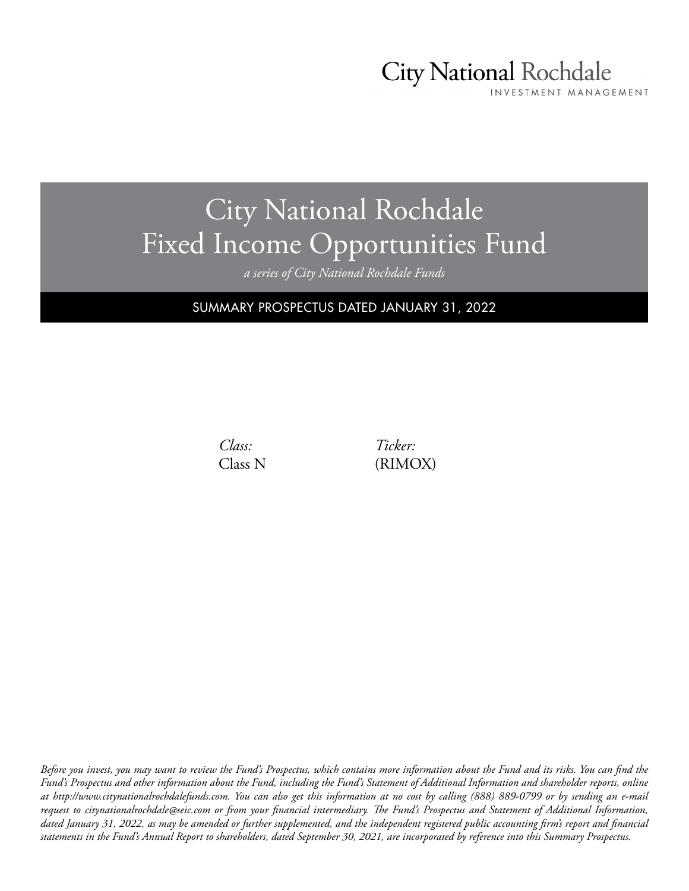City National Rochdale
INVESTMENT MANAGEMENT

# City National Rochdale Fixed Income Opportunities Fund

*a series of City National Rochdale Funds*

SUMMARY PROSPECTUS DATED JANUARY 31, 2022

| *Class:* | *Ticker:* |
|---|---|
| Class N | (RIMOX) |

*Before you invest, you may want to review the Fund's Prospectus, which contains more information about the Fund and its risks. You can find the Fund's Prospectus and other information about the Fund, including the Fund's Statement of Additional Information and shareholder reports, online at http://www.citynationalrochdalefunds.com. You can also get this information at no cost by calling (888) 889-0799 or by sending an e-mail request to citynationalrochdale@seic.com or from your financial intermediary. The Fund's Prospectus and Statement of Additional Information, dated January 31, 2022, as may be amended or further supplemented, and the independent registered public accounting firm's report and financial statements in the Fund's Annual Report to shareholders, dated September 30, 2021, are incorporated by reference into this Summary Prospectus.*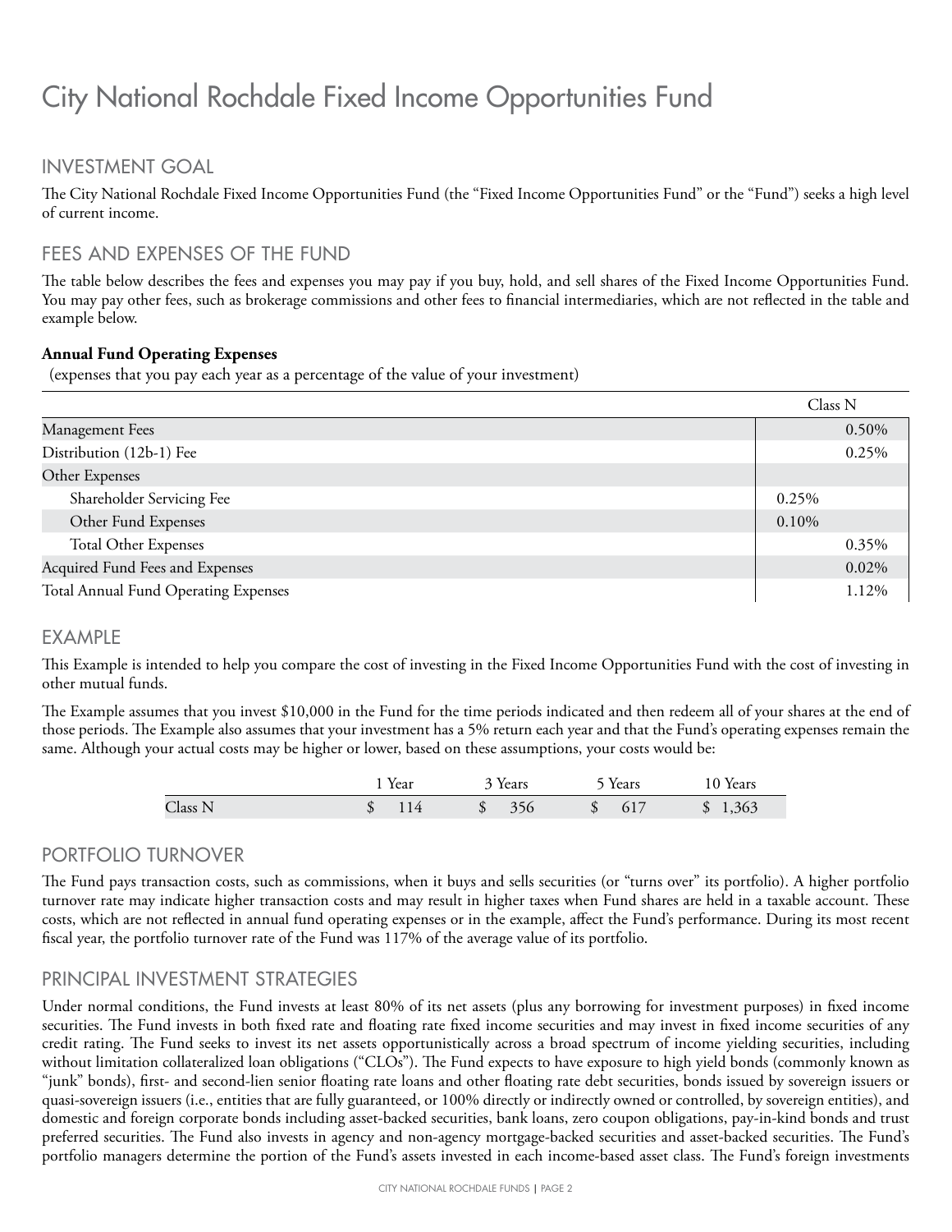# City National Rochdale Fixed Income Opportunities Fund

## INVESTMENT GOAL

The City National Rochdale Fixed Income Opportunities Fund (the "Fixed Income Opportunities Fund" or the "Fund") seeks a high level of current income.

## FEES AND EXPENSES OF THE FUND

The table below describes the fees and expenses you may pay if you buy, hold, and sell shares of the Fixed Income Opportunities Fund. You may pay other fees, such as brokerage commissions and other fees to financial intermediaries, which are not reflected in the table and example below.

**Annual Fund Operating Expenses**
(expenses that you pay each year as a percentage of the value of your investment)

| | | Class N |
|---|---|---|
| Management Fees | | 0.50% |
| Distribution (12b-1) Fee | | 0.25% |
| Other Expenses | | |
| Shareholder Servicing Fee | 0.25% | |
| Other Fund Expenses | 0.10% | |
| Total Other Expenses | | 0.35% |
| Acquired Fund Fees and Expenses | | 0.02% |
| Total Annual Fund Operating Expenses | | 1.12% |

## EXAMPLE

This Example is intended to help you compare the cost of investing in the Fixed Income Opportunities Fund with the cost of investing in other mutual funds.

The Example assumes that you invest $10,000 in the Fund for the time periods indicated and then redeem all of your shares at the end of those periods. The Example also assumes that your investment has a 5% return each year and that the Fund's operating expenses remain the same. Although your actual costs may be higher or lower, based on these assumptions, your costs would be:

| | 1 Year | 3 Years | 5 Years | 10 Years |
|---|---|---|---|---|
| Class N | $ 114 | $ 356 | $ 617 | $ 1,363 |

## PORTFOLIO TURNOVER

The Fund pays transaction costs, such as commissions, when it buys and sells securities (or "turns over" its portfolio). A higher portfolio turnover rate may indicate higher transaction costs and may result in higher taxes when Fund shares are held in a taxable account. These costs, which are not reflected in annual fund operating expenses or in the example, affect the Fund's performance. During its most recent fiscal year, the portfolio turnover rate of the Fund was 117% of the average value of its portfolio.

## PRINCIPAL INVESTMENT STRATEGIES

Under normal conditions, the Fund invests at least 80% of its net assets (plus any borrowing for investment purposes) in fixed income securities. The Fund invests in both fixed rate and floating rate fixed income securities and may invest in fixed income securities of any credit rating. The Fund seeks to invest its net assets opportunistically across a broad spectrum of income yielding securities, including without limitation collateralized loan obligations ("CLOs"). The Fund expects to have exposure to high yield bonds (commonly known as "junk" bonds), first- and second-lien senior floating rate loans and other floating rate debt securities, bonds issued by sovereign issuers or quasi-sovereign issuers (i.e., entities that are fully guaranteed, or 100% directly or indirectly owned or controlled, by sovereign entities), and domestic and foreign corporate bonds including asset-backed securities, bank loans, zero coupon obligations, pay-in-kind bonds and trust preferred securities. The Fund also invests in agency and non-agency mortgage-backed securities and asset-backed securities. The Fund's portfolio managers determine the portion of the Fund's assets invested in each income-based asset class. The Fund's foreign investments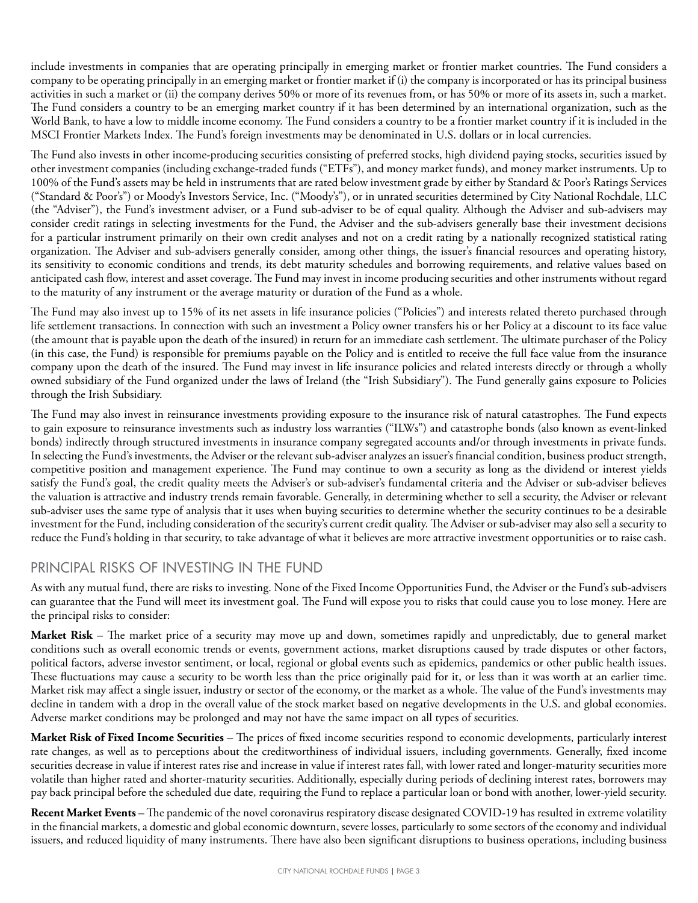include investments in companies that are operating principally in emerging market or frontier market countries. The Fund considers a company to be operating principally in an emerging market or frontier market if (i) the company is incorporated or has its principal business activities in such a market or (ii) the company derives 50% or more of its revenues from, or has 50% or more of its assets in, such a market. The Fund considers a country to be an emerging market country if it has been determined by an international organization, such as the World Bank, to have a low to middle income economy. The Fund considers a country to be a frontier market country if it is included in the MSCI Frontier Markets Index. The Fund's foreign investments may be denominated in U.S. dollars or in local currencies.

The Fund also invests in other income-producing securities consisting of preferred stocks, high dividend paying stocks, securities issued by other investment companies (including exchange-traded funds ("ETFs"), and money market funds), and money market instruments. Up to 100% of the Fund's assets may be held in instruments that are rated below investment grade by either by Standard & Poor's Ratings Services ("Standard & Poor's") or Moody's Investors Service, Inc. ("Moody's"), or in unrated securities determined by City National Rochdale, LLC (the "Adviser"), the Fund's investment adviser, or a Fund sub-adviser to be of equal quality. Although the Adviser and sub-advisers may consider credit ratings in selecting investments for the Fund, the Adviser and the sub-advisers generally base their investment decisions for a particular instrument primarily on their own credit analyses and not on a credit rating by a nationally recognized statistical rating organization. The Adviser and sub-advisers generally consider, among other things, the issuer's financial resources and operating history, its sensitivity to economic conditions and trends, its debt maturity schedules and borrowing requirements, and relative values based on anticipated cash flow, interest and asset coverage. The Fund may invest in income producing securities and other instruments without regard to the maturity of any instrument or the average maturity or duration of the Fund as a whole.

The Fund may also invest up to 15% of its net assets in life insurance policies ("Policies") and interests related thereto purchased through life settlement transactions. In connection with such an investment a Policy owner transfers his or her Policy at a discount to its face value (the amount that is payable upon the death of the insured) in return for an immediate cash settlement. The ultimate purchaser of the Policy (in this case, the Fund) is responsible for premiums payable on the Policy and is entitled to receive the full face value from the insurance company upon the death of the insured. The Fund may invest in life insurance policies and related interests directly or through a wholly owned subsidiary of the Fund organized under the laws of Ireland (the "Irish Subsidiary"). The Fund generally gains exposure to Policies through the Irish Subsidiary.

The Fund may also invest in reinsurance investments providing exposure to the insurance risk of natural catastrophes. The Fund expects to gain exposure to reinsurance investments such as industry loss warranties ("ILWs") and catastrophe bonds (also known as event-linked bonds) indirectly through structured investments in insurance company segregated accounts and/or through investments in private funds. In selecting the Fund's investments, the Adviser or the relevant sub-adviser analyzes an issuer's financial condition, business product strength, competitive position and management experience. The Fund may continue to own a security as long as the dividend or interest yields satisfy the Fund's goal, the credit quality meets the Adviser's or sub-adviser's fundamental criteria and the Adviser or sub-adviser believes the valuation is attractive and industry trends remain favorable. Generally, in determining whether to sell a security, the Adviser or relevant sub-adviser uses the same type of analysis that it uses when buying securities to determine whether the security continues to be a desirable investment for the Fund, including consideration of the security's current credit quality. The Adviser or sub-adviser may also sell a security to reduce the Fund's holding in that security, to take advantage of what it believes are more attractive investment opportunities or to raise cash.

## PRINCIPAL RISKS OF INVESTING IN THE FUND

As with any mutual fund, there are risks to investing. None of the Fixed Income Opportunities Fund, the Adviser or the Fund's sub-advisers can guarantee that the Fund will meet its investment goal. The Fund will expose you to risks that could cause you to lose money. Here are the principal risks to consider:

**Market Risk** – The market price of a security may move up and down, sometimes rapidly and unpredictably, due to general market conditions such as overall economic trends or events, government actions, market disruptions caused by trade disputes or other factors, political factors, adverse investor sentiment, or local, regional or global events such as epidemics, pandemics or other public health issues. These fluctuations may cause a security to be worth less than the price originally paid for it, or less than it was worth at an earlier time. Market risk may affect a single issuer, industry or sector of the economy, or the market as a whole. The value of the Fund's investments may decline in tandem with a drop in the overall value of the stock market based on negative developments in the U.S. and global economies. Adverse market conditions may be prolonged and may not have the same impact on all types of securities.

**Market Risk of Fixed Income Securities** – The prices of fixed income securities respond to economic developments, particularly interest rate changes, as well as to perceptions about the creditworthiness of individual issuers, including governments. Generally, fixed income securities decrease in value if interest rates rise and increase in value if interest rates fall, with lower rated and longer-maturity securities more volatile than higher rated and shorter-maturity securities. Additionally, especially during periods of declining interest rates, borrowers may pay back principal before the scheduled due date, requiring the Fund to replace a particular loan or bond with another, lower-yield security.

**Recent Market Events** – The pandemic of the novel coronavirus respiratory disease designated COVID-19 has resulted in extreme volatility in the financial markets, a domestic and global economic downturn, severe losses, particularly to some sectors of the economy and individual issuers, and reduced liquidity of many instruments. There have also been significant disruptions to business operations, including business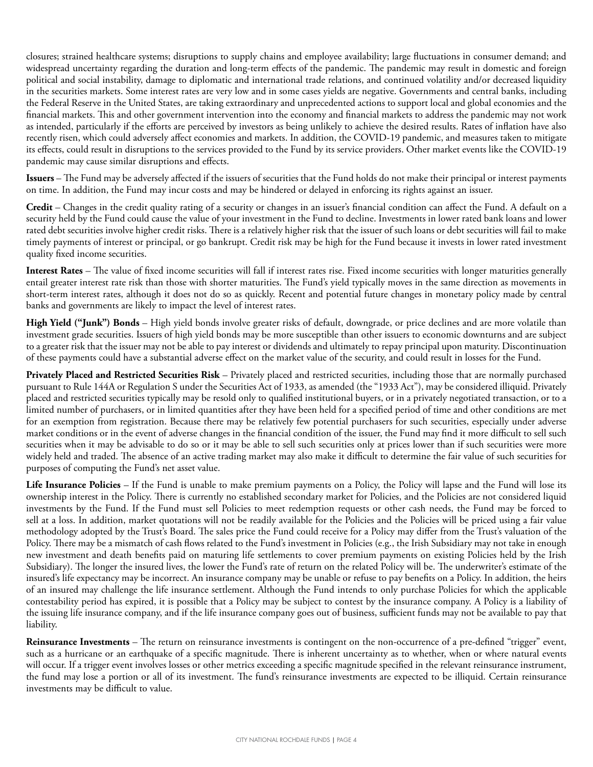closures; strained healthcare systems; disruptions to supply chains and employee availability; large fluctuations in consumer demand; and widespread uncertainty regarding the duration and long-term effects of the pandemic. The pandemic may result in domestic and foreign political and social instability, damage to diplomatic and international trade relations, and continued volatility and/or decreased liquidity in the securities markets. Some interest rates are very low and in some cases yields are negative. Governments and central banks, including the Federal Reserve in the United States, are taking extraordinary and unprecedented actions to support local and global economies and the financial markets. This and other government intervention into the economy and financial markets to address the pandemic may not work as intended, particularly if the efforts are perceived by investors as being unlikely to achieve the desired results. Rates of inflation have also recently risen, which could adversely affect economies and markets. In addition, the COVID-19 pandemic, and measures taken to mitigate its effects, could result in disruptions to the services provided to the Fund by its service providers. Other market events like the COVID-19 pandemic may cause similar disruptions and effects.

**Issuers** – The Fund may be adversely affected if the issuers of securities that the Fund holds do not make their principal or interest payments on time. In addition, the Fund may incur costs and may be hindered or delayed in enforcing its rights against an issuer.

**Credit** – Changes in the credit quality rating of a security or changes in an issuer's financial condition can affect the Fund. A default on a security held by the Fund could cause the value of your investment in the Fund to decline. Investments in lower rated bank loans and lower rated debt securities involve higher credit risks. There is a relatively higher risk that the issuer of such loans or debt securities will fail to make timely payments of interest or principal, or go bankrupt. Credit risk may be high for the Fund because it invests in lower rated investment quality fixed income securities.

**Interest Rates** – The value of fixed income securities will fall if interest rates rise. Fixed income securities with longer maturities generally entail greater interest rate risk than those with shorter maturities. The Fund's yield typically moves in the same direction as movements in short-term interest rates, although it does not do so as quickly. Recent and potential future changes in monetary policy made by central banks and governments are likely to impact the level of interest rates.

**High Yield ("Junk") Bonds** – High yield bonds involve greater risks of default, downgrade, or price declines and are more volatile than investment grade securities. Issuers of high yield bonds may be more susceptible than other issuers to economic downturns and are subject to a greater risk that the issuer may not be able to pay interest or dividends and ultimately to repay principal upon maturity. Discontinuation of these payments could have a substantial adverse effect on the market value of the security, and could result in losses for the Fund.

**Privately Placed and Restricted Securities Risk** – Privately placed and restricted securities, including those that are normally purchased pursuant to Rule 144A or Regulation S under the Securities Act of 1933, as amended (the "1933 Act"), may be considered illiquid. Privately placed and restricted securities typically may be resold only to qualified institutional buyers, or in a privately negotiated transaction, or to a limited number of purchasers, or in limited quantities after they have been held for a specified period of time and other conditions are met for an exemption from registration. Because there may be relatively few potential purchasers for such securities, especially under adverse market conditions or in the event of adverse changes in the financial condition of the issuer, the Fund may find it more difficult to sell such securities when it may be advisable to do so or it may be able to sell such securities only at prices lower than if such securities were more widely held and traded. The absence of an active trading market may also make it difficult to determine the fair value of such securities for purposes of computing the Fund's net asset value.

**Life Insurance Policies** – If the Fund is unable to make premium payments on a Policy, the Policy will lapse and the Fund will lose its ownership interest in the Policy. There is currently no established secondary market for Policies, and the Policies are not considered liquid investments by the Fund. If the Fund must sell Policies to meet redemption requests or other cash needs, the Fund may be forced to sell at a loss. In addition, market quotations will not be readily available for the Policies and the Policies will be priced using a fair value methodology adopted by the Trust's Board. The sales price the Fund could receive for a Policy may differ from the Trust's valuation of the Policy. There may be a mismatch of cash flows related to the Fund's investment in Policies (e.g., the Irish Subsidiary may not take in enough new investment and death benefits paid on maturing life settlements to cover premium payments on existing Policies held by the Irish Subsidiary). The longer the insured lives, the lower the Fund's rate of return on the related Policy will be. The underwriter's estimate of the insured's life expectancy may be incorrect. An insurance company may be unable or refuse to pay benefits on a Policy. In addition, the heirs of an insured may challenge the life insurance settlement. Although the Fund intends to only purchase Policies for which the applicable contestability period has expired, it is possible that a Policy may be subject to contest by the insurance company. A Policy is a liability of the issuing life insurance company, and if the life insurance company goes out of business, sufficient funds may not be available to pay that liability.

**Reinsurance Investments** – The return on reinsurance investments is contingent on the non-occurrence of a pre-defined "trigger" event, such as a hurricane or an earthquake of a specific magnitude. There is inherent uncertainty as to whether, when or where natural events will occur. If a trigger event involves losses or other metrics exceeding a specific magnitude specified in the relevant reinsurance instrument, the fund may lose a portion or all of its investment. The fund's reinsurance investments are expected to be illiquid. Certain reinsurance investments may be difficult to value.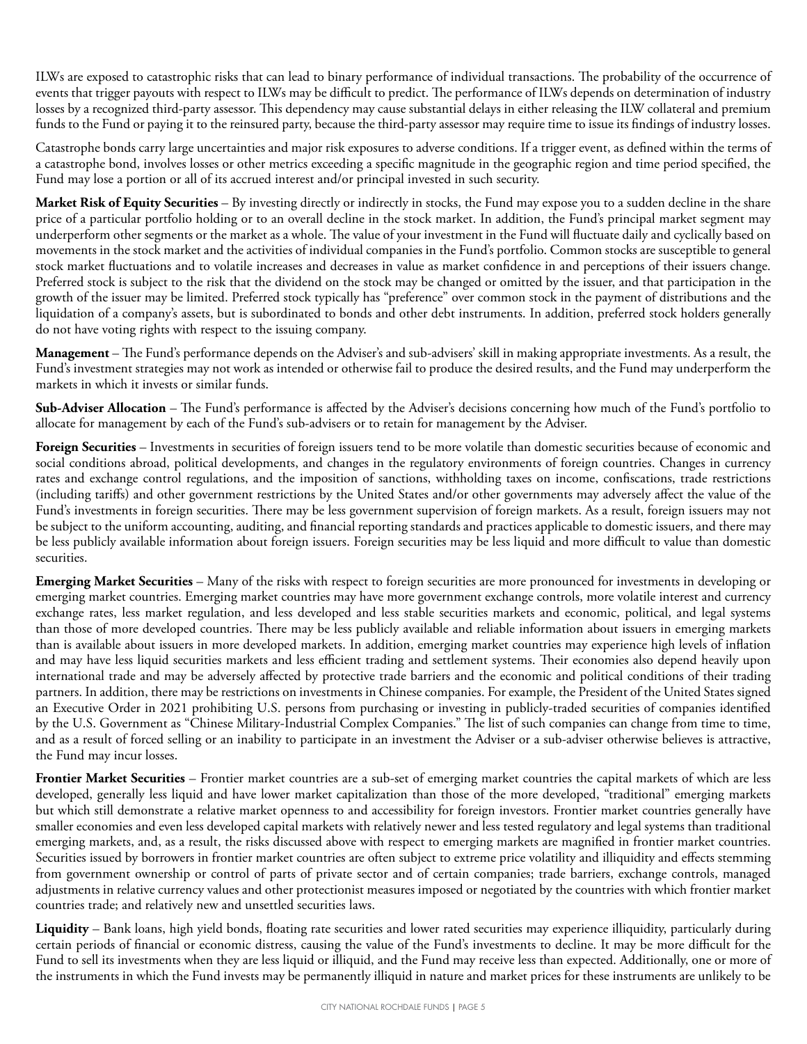ILWs are exposed to catastrophic risks that can lead to binary performance of individual transactions. The probability of the occurrence of events that trigger payouts with respect to ILWs may be difficult to predict. The performance of ILWs depends on determination of industry losses by a recognized third-party assessor. This dependency may cause substantial delays in either releasing the ILW collateral and premium funds to the Fund or paying it to the reinsured party, because the third-party assessor may require time to issue its findings of industry losses.

Catastrophe bonds carry large uncertainties and major risk exposures to adverse conditions. If a trigger event, as defined within the terms of a catastrophe bond, involves losses or other metrics exceeding a specific magnitude in the geographic region and time period specified, the Fund may lose a portion or all of its accrued interest and/or principal invested in such security.

**Market Risk of Equity Securities** – By investing directly or indirectly in stocks, the Fund may expose you to a sudden decline in the share price of a particular portfolio holding or to an overall decline in the stock market. In addition, the Fund's principal market segment may underperform other segments or the market as a whole. The value of your investment in the Fund will fluctuate daily and cyclically based on movements in the stock market and the activities of individual companies in the Fund's portfolio. Common stocks are susceptible to general stock market fluctuations and to volatile increases and decreases in value as market confidence in and perceptions of their issuers change. Preferred stock is subject to the risk that the dividend on the stock may be changed or omitted by the issuer, and that participation in the growth of the issuer may be limited. Preferred stock typically has "preference" over common stock in the payment of distributions and the liquidation of a company's assets, but is subordinated to bonds and other debt instruments. In addition, preferred stock holders generally do not have voting rights with respect to the issuing company.

**Management** – The Fund's performance depends on the Adviser's and sub-advisers' skill in making appropriate investments. As a result, the Fund's investment strategies may not work as intended or otherwise fail to produce the desired results, and the Fund may underperform the markets in which it invests or similar funds.

**Sub-Adviser Allocation** – The Fund's performance is affected by the Adviser's decisions concerning how much of the Fund's portfolio to allocate for management by each of the Fund's sub-advisers or to retain for management by the Adviser.

**Foreign Securities** – Investments in securities of foreign issuers tend to be more volatile than domestic securities because of economic and social conditions abroad, political developments, and changes in the regulatory environments of foreign countries. Changes in currency rates and exchange control regulations, and the imposition of sanctions, withholding taxes on income, confiscations, trade restrictions (including tariffs) and other government restrictions by the United States and/or other governments may adversely affect the value of the Fund's investments in foreign securities. There may be less government supervision of foreign markets. As a result, foreign issuers may not be subject to the uniform accounting, auditing, and financial reporting standards and practices applicable to domestic issuers, and there may be less publicly available information about foreign issuers. Foreign securities may be less liquid and more difficult to value than domestic securities.

**Emerging Market Securities** – Many of the risks with respect to foreign securities are more pronounced for investments in developing or emerging market countries. Emerging market countries may have more government exchange controls, more volatile interest and currency exchange rates, less market regulation, and less developed and less stable securities markets and economic, political, and legal systems than those of more developed countries. There may be less publicly available and reliable information about issuers in emerging markets than is available about issuers in more developed markets. In addition, emerging market countries may experience high levels of inflation and may have less liquid securities markets and less efficient trading and settlement systems. Their economies also depend heavily upon international trade and may be adversely affected by protective trade barriers and the economic and political conditions of their trading partners. In addition, there may be restrictions on investments in Chinese companies. For example, the President of the United States signed an Executive Order in 2021 prohibiting U.S. persons from purchasing or investing in publicly-traded securities of companies identified by the U.S. Government as "Chinese Military-Industrial Complex Companies." The list of such companies can change from time to time, and as a result of forced selling or an inability to participate in an investment the Adviser or a sub-adviser otherwise believes is attractive, the Fund may incur losses.

**Frontier Market Securities** – Frontier market countries are a sub-set of emerging market countries the capital markets of which are less developed, generally less liquid and have lower market capitalization than those of the more developed, "traditional" emerging markets but which still demonstrate a relative market openness to and accessibility for foreign investors. Frontier market countries generally have smaller economies and even less developed capital markets with relatively newer and less tested regulatory and legal systems than traditional emerging markets, and, as a result, the risks discussed above with respect to emerging markets are magnified in frontier market countries. Securities issued by borrowers in frontier market countries are often subject to extreme price volatility and illiquidity and effects stemming from government ownership or control of parts of private sector and of certain companies; trade barriers, exchange controls, managed adjustments in relative currency values and other protectionist measures imposed or negotiated by the countries with which frontier market countries trade; and relatively new and unsettled securities laws.

**Liquidity** – Bank loans, high yield bonds, floating rate securities and lower rated securities may experience illiquidity, particularly during certain periods of financial or economic distress, causing the value of the Fund's investments to decline. It may be more difficult for the Fund to sell its investments when they are less liquid or illiquid, and the Fund may receive less than expected. Additionally, one or more of the instruments in which the Fund invests may be permanently illiquid in nature and market prices for these instruments are unlikely to be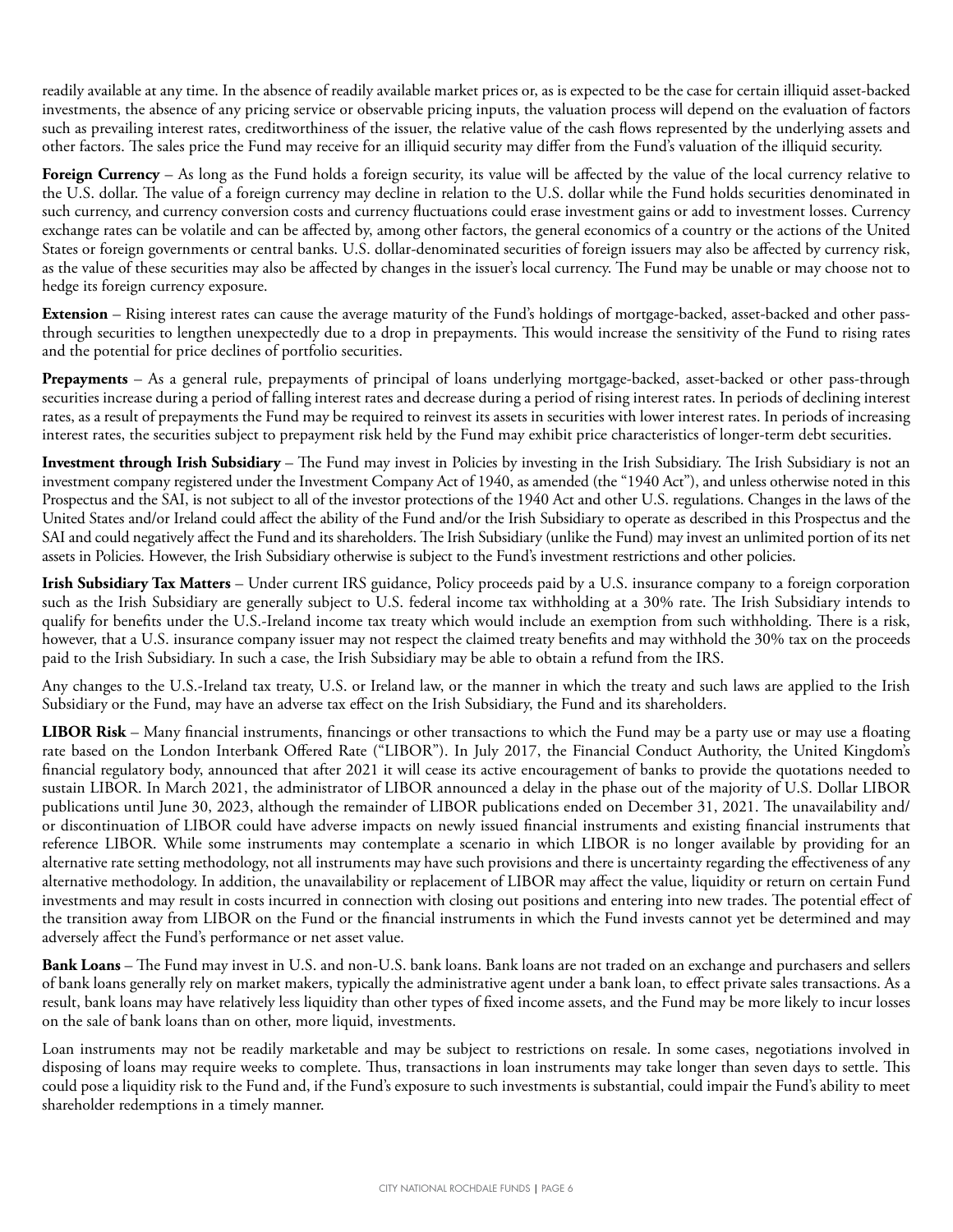readily available at any time. In the absence of readily available market prices or, as is expected to be the case for certain illiquid asset-backed investments, the absence of any pricing service or observable pricing inputs, the valuation process will depend on the evaluation of factors such as prevailing interest rates, creditworthiness of the issuer, the relative value of the cash flows represented by the underlying assets and other factors. The sales price the Fund may receive for an illiquid security may differ from the Fund's valuation of the illiquid security.

**Foreign Currency** – As long as the Fund holds a foreign security, its value will be affected by the value of the local currency relative to the U.S. dollar. The value of a foreign currency may decline in relation to the U.S. dollar while the Fund holds securities denominated in such currency, and currency conversion costs and currency fluctuations could erase investment gains or add to investment losses. Currency exchange rates can be volatile and can be affected by, among other factors, the general economics of a country or the actions of the United States or foreign governments or central banks. U.S. dollar-denominated securities of foreign issuers may also be affected by currency risk, as the value of these securities may also be affected by changes in the issuer's local currency. The Fund may be unable or may choose not to hedge its foreign currency exposure.

**Extension** – Rising interest rates can cause the average maturity of the Fund's holdings of mortgage-backed, asset-backed and other pass-through securities to lengthen unexpectedly due to a drop in prepayments. This would increase the sensitivity of the Fund to rising rates and the potential for price declines of portfolio securities.

**Prepayments** – As a general rule, prepayments of principal of loans underlying mortgage-backed, asset-backed or other pass-through securities increase during a period of falling interest rates and decrease during a period of rising interest rates. In periods of declining interest rates, as a result of prepayments the Fund may be required to reinvest its assets in securities with lower interest rates. In periods of increasing interest rates, the securities subject to prepayment risk held by the Fund may exhibit price characteristics of longer-term debt securities.

**Investment through Irish Subsidiary** – The Fund may invest in Policies by investing in the Irish Subsidiary. The Irish Subsidiary is not an investment company registered under the Investment Company Act of 1940, as amended (the "1940 Act"), and unless otherwise noted in this Prospectus and the SAI, is not subject to all of the investor protections of the 1940 Act and other U.S. regulations. Changes in the laws of the United States and/or Ireland could affect the ability of the Fund and/or the Irish Subsidiary to operate as described in this Prospectus and the SAI and could negatively affect the Fund and its shareholders. The Irish Subsidiary (unlike the Fund) may invest an unlimited portion of its net assets in Policies. However, the Irish Subsidiary otherwise is subject to the Fund's investment restrictions and other policies.

**Irish Subsidiary Tax Matters** – Under current IRS guidance, Policy proceeds paid by a U.S. insurance company to a foreign corporation such as the Irish Subsidiary are generally subject to U.S. federal income tax withholding at a 30% rate. The Irish Subsidiary intends to qualify for benefits under the U.S.-Ireland income tax treaty which would include an exemption from such withholding. There is a risk, however, that a U.S. insurance company issuer may not respect the claimed treaty benefits and may withhold the 30% tax on the proceeds paid to the Irish Subsidiary. In such a case, the Irish Subsidiary may be able to obtain a refund from the IRS.

Any changes to the U.S.-Ireland tax treaty, U.S. or Ireland law, or the manner in which the treaty and such laws are applied to the Irish Subsidiary or the Fund, may have an adverse tax effect on the Irish Subsidiary, the Fund and its shareholders.

**LIBOR Risk** – Many financial instruments, financings or other transactions to which the Fund may be a party use or may use a floating rate based on the London Interbank Offered Rate ("LIBOR"). In July 2017, the Financial Conduct Authority, the United Kingdom's financial regulatory body, announced that after 2021 it will cease its active encouragement of banks to provide the quotations needed to sustain LIBOR. In March 2021, the administrator of LIBOR announced a delay in the phase out of the majority of U.S. Dollar LIBOR publications until June 30, 2023, although the remainder of LIBOR publications ended on December 31, 2021. The unavailability and/or discontinuation of LIBOR could have adverse impacts on newly issued financial instruments and existing financial instruments that reference LIBOR. While some instruments may contemplate a scenario in which LIBOR is no longer available by providing for an alternative rate setting methodology, not all instruments may have such provisions and there is uncertainty regarding the effectiveness of any alternative methodology. In addition, the unavailability or replacement of LIBOR may affect the value, liquidity or return on certain Fund investments and may result in costs incurred in connection with closing out positions and entering into new trades. The potential effect of the transition away from LIBOR on the Fund or the financial instruments in which the Fund invests cannot yet be determined and may adversely affect the Fund's performance or net asset value.

**Bank Loans** – The Fund may invest in U.S. and non-U.S. bank loans. Bank loans are not traded on an exchange and purchasers and sellers of bank loans generally rely on market makers, typically the administrative agent under a bank loan, to effect private sales transactions. As a result, bank loans may have relatively less liquidity than other types of fixed income assets, and the Fund may be more likely to incur losses on the sale of bank loans than on other, more liquid, investments.

Loan instruments may not be readily marketable and may be subject to restrictions on resale. In some cases, negotiations involved in disposing of loans may require weeks to complete. Thus, transactions in loan instruments may take longer than seven days to settle. This could pose a liquidity risk to the Fund and, if the Fund's exposure to such investments is substantial, could impair the Fund's ability to meet shareholder redemptions in a timely manner.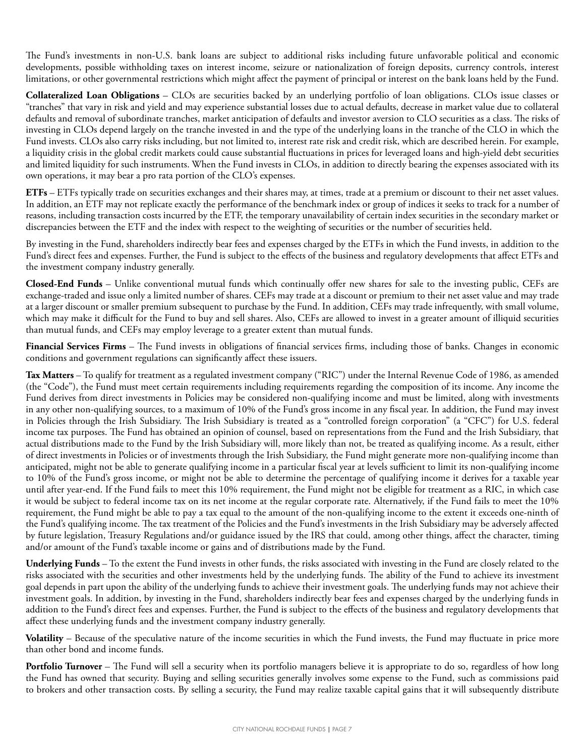The Fund's investments in non-U.S. bank loans are subject to additional risks including future unfavorable political and economic developments, possible withholding taxes on interest income, seizure or nationalization of foreign deposits, currency controls, interest limitations, or other governmental restrictions which might affect the payment of principal or interest on the bank loans held by the Fund.

**Collateralized Loan Obligations** – CLOs are securities backed by an underlying portfolio of loan obligations. CLOs issue classes or "tranches" that vary in risk and yield and may experience substantial losses due to actual defaults, decrease in market value due to collateral defaults and removal of subordinate tranches, market anticipation of defaults and investor aversion to CLO securities as a class. The risks of investing in CLOs depend largely on the tranche invested in and the type of the underlying loans in the tranche of the CLO in which the Fund invests. CLOs also carry risks including, but not limited to, interest rate risk and credit risk, which are described herein. For example, a liquidity crisis in the global credit markets could cause substantial fluctuations in prices for leveraged loans and high-yield debt securities and limited liquidity for such instruments. When the Fund invests in CLOs, in addition to directly bearing the expenses associated with its own operations, it may bear a pro rata portion of the CLO's expenses.

**ETFs** – ETFs typically trade on securities exchanges and their shares may, at times, trade at a premium or discount to their net asset values. In addition, an ETF may not replicate exactly the performance of the benchmark index or group of indices it seeks to track for a number of reasons, including transaction costs incurred by the ETF, the temporary unavailability of certain index securities in the secondary market or discrepancies between the ETF and the index with respect to the weighting of securities or the number of securities held.

By investing in the Fund, shareholders indirectly bear fees and expenses charged by the ETFs in which the Fund invests, in addition to the Fund's direct fees and expenses. Further, the Fund is subject to the effects of the business and regulatory developments that affect ETFs and the investment company industry generally.

**Closed-End Funds** – Unlike conventional mutual funds which continually offer new shares for sale to the investing public, CEFs are exchange-traded and issue only a limited number of shares. CEFs may trade at a discount or premium to their net asset value and may trade at a larger discount or smaller premium subsequent to purchase by the Fund. In addition, CEFs may trade infrequently, with small volume, which may make it difficult for the Fund to buy and sell shares. Also, CEFs are allowed to invest in a greater amount of illiquid securities than mutual funds, and CEFs may employ leverage to a greater extent than mutual funds.

**Financial Services Firms** – The Fund invests in obligations of financial services firms, including those of banks. Changes in economic conditions and government regulations can significantly affect these issuers.

**Tax Matters** – To qualify for treatment as a regulated investment company ("RIC") under the Internal Revenue Code of 1986, as amended (the "Code"), the Fund must meet certain requirements including requirements regarding the composition of its income. Any income the Fund derives from direct investments in Policies may be considered non-qualifying income and must be limited, along with investments in any other non-qualifying sources, to a maximum of 10% of the Fund's gross income in any fiscal year. In addition, the Fund may invest in Policies through the Irish Subsidiary. The Irish Subsidiary is treated as a "controlled foreign corporation" (a "CFC") for U.S. federal income tax purposes. The Fund has obtained an opinion of counsel, based on representations from the Fund and the Irish Subsidiary, that actual distributions made to the Fund by the Irish Subsidiary will, more likely than not, be treated as qualifying income. As a result, either of direct investments in Policies or of investments through the Irish Subsidiary, the Fund might generate more non-qualifying income than anticipated, might not be able to generate qualifying income in a particular fiscal year at levels sufficient to limit its non-qualifying income to 10% of the Fund's gross income, or might not be able to determine the percentage of qualifying income it derives for a taxable year until after year-end. If the Fund fails to meet this 10% requirement, the Fund might not be eligible for treatment as a RIC, in which case it would be subject to federal income tax on its net income at the regular corporate rate. Alternatively, if the Fund fails to meet the 10% requirement, the Fund might be able to pay a tax equal to the amount of the non-qualifying income to the extent it exceeds one-ninth of the Fund's qualifying income. The tax treatment of the Policies and the Fund's investments in the Irish Subsidiary may be adversely affected by future legislation, Treasury Regulations and/or guidance issued by the IRS that could, among other things, affect the character, timing and/or amount of the Fund's taxable income or gains and of distributions made by the Fund.

**Underlying Funds** – To the extent the Fund invests in other funds, the risks associated with investing in the Fund are closely related to the risks associated with the securities and other investments held by the underlying funds. The ability of the Fund to achieve its investment goal depends in part upon the ability of the underlying funds to achieve their investment goals. The underlying funds may not achieve their investment goals. In addition, by investing in the Fund, shareholders indirectly bear fees and expenses charged by the underlying funds in addition to the Fund's direct fees and expenses. Further, the Fund is subject to the effects of the business and regulatory developments that affect these underlying funds and the investment company industry generally.

**Volatility** – Because of the speculative nature of the income securities in which the Fund invests, the Fund may fluctuate in price more than other bond and income funds.

**Portfolio Turnover** – The Fund will sell a security when its portfolio managers believe it is appropriate to do so, regardless of how long the Fund has owned that security. Buying and selling securities generally involves some expense to the Fund, such as commissions paid to brokers and other transaction costs. By selling a security, the Fund may realize taxable capital gains that it will subsequently distribute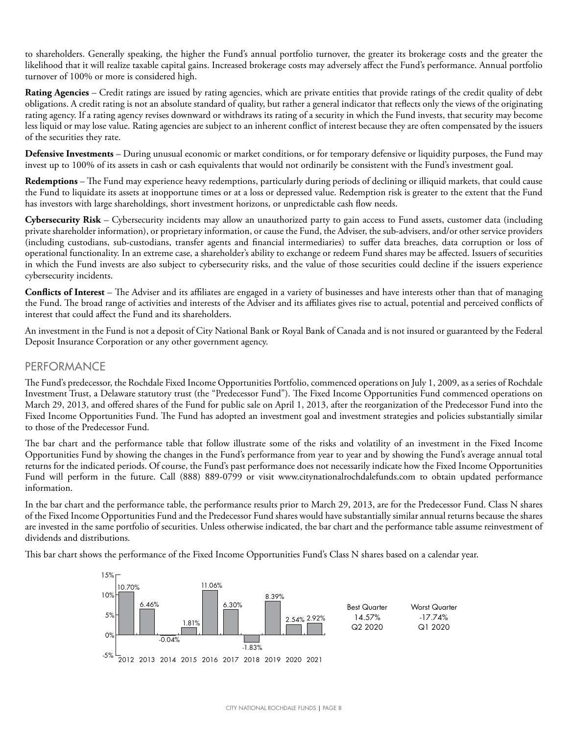to shareholders. Generally speaking, the higher the Fund's annual portfolio turnover, the greater its brokerage costs and the greater the likelihood that it will realize taxable capital gains. Increased brokerage costs may adversely affect the Fund's performance. Annual portfolio turnover of 100% or more is considered high.

**Rating Agencies** – Credit ratings are issued by rating agencies, which are private entities that provide ratings of the credit quality of debt obligations. A credit rating is not an absolute standard of quality, but rather a general indicator that reflects only the views of the originating rating agency. If a rating agency revises downward or withdraws its rating of a security in which the Fund invests, that security may become less liquid or may lose value. Rating agencies are subject to an inherent conflict of interest because they are often compensated by the issuers of the securities they rate.

**Defensive Investments** – During unusual economic or market conditions, or for temporary defensive or liquidity purposes, the Fund may invest up to 100% of its assets in cash or cash equivalents that would not ordinarily be consistent with the Fund's investment goal.

**Redemptions** – The Fund may experience heavy redemptions, particularly during periods of declining or illiquid markets, that could cause the Fund to liquidate its assets at inopportune times or at a loss or depressed value. Redemption risk is greater to the extent that the Fund has investors with large shareholdings, short investment horizons, or unpredictable cash flow needs.

**Cybersecurity Risk** – Cybersecurity incidents may allow an unauthorized party to gain access to Fund assets, customer data (including private shareholder information), or proprietary information, or cause the Fund, the Adviser, the sub-advisers, and/or other service providers (including custodians, sub-custodians, transfer agents and financial intermediaries) to suffer data breaches, data corruption or loss of operational functionality. In an extreme case, a shareholder's ability to exchange or redeem Fund shares may be affected. Issuers of securities in which the Fund invests are also subject to cybersecurity risks, and the value of those securities could decline if the issuers experience cybersecurity incidents.

**Conflicts of Interest** – The Adviser and its affiliates are engaged in a variety of businesses and have interests other than that of managing the Fund. The broad range of activities and interests of the Adviser and its affiliates gives rise to actual, potential and perceived conflicts of interest that could affect the Fund and its shareholders.

An investment in the Fund is not a deposit of City National Bank or Royal Bank of Canada and is not insured or guaranteed by the Federal Deposit Insurance Corporation or any other government agency.

## PERFORMANCE

The Fund's predecessor, the Rochdale Fixed Income Opportunities Portfolio, commenced operations on July 1, 2009, as a series of Rochdale Investment Trust, a Delaware statutory trust (the "Predecessor Fund"). The Fixed Income Opportunities Fund commenced operations on March 29, 2013, and offered shares of the Fund for public sale on April 1, 2013, after the reorganization of the Predecessor Fund into the Fixed Income Opportunities Fund. The Fund has adopted an investment goal and investment strategies and policies substantially similar to those of the Predecessor Fund.

The bar chart and the performance table that follow illustrate some of the risks and volatility of an investment in the Fixed Income Opportunities Fund by showing the changes in the Fund's performance from year to year and by showing the Fund's average annual total returns for the indicated periods. Of course, the Fund's past performance does not necessarily indicate how the Fixed Income Opportunities Fund will perform in the future. Call (888) 889-0799 or visit www.citynationalrochdalefunds.com to obtain updated performance information.

In the bar chart and the performance table, the performance results prior to March 29, 2013, are for the Predecessor Fund. Class N shares of the Fixed Income Opportunities Fund and the Predecessor Fund shares would have substantially similar annual returns because the shares are invested in the same portfolio of securities. Unless otherwise indicated, the bar chart and the performance table assume reinvestment of dividends and distributions.

This bar chart shows the performance of the Fixed Income Opportunities Fund's Class N shares based on a calendar year.

| 2012 | 2013 | 2014 | 2015 | 2016 | 2017 | 2018 | 2019 | 2020 | 2021 |
|---|---|---|---|---|---|---|---|---|---|
| 10.70% | 6.46% | -0.04% | 1.81% | 11.06% | 6.30% | -1.83% | 8.39% | 2.54% | 2.92% |

| Best Quarter | Worst Quarter |
|---|---|
| 14.57% | -17.74% |
| Q2 2020 | Q1 2020 |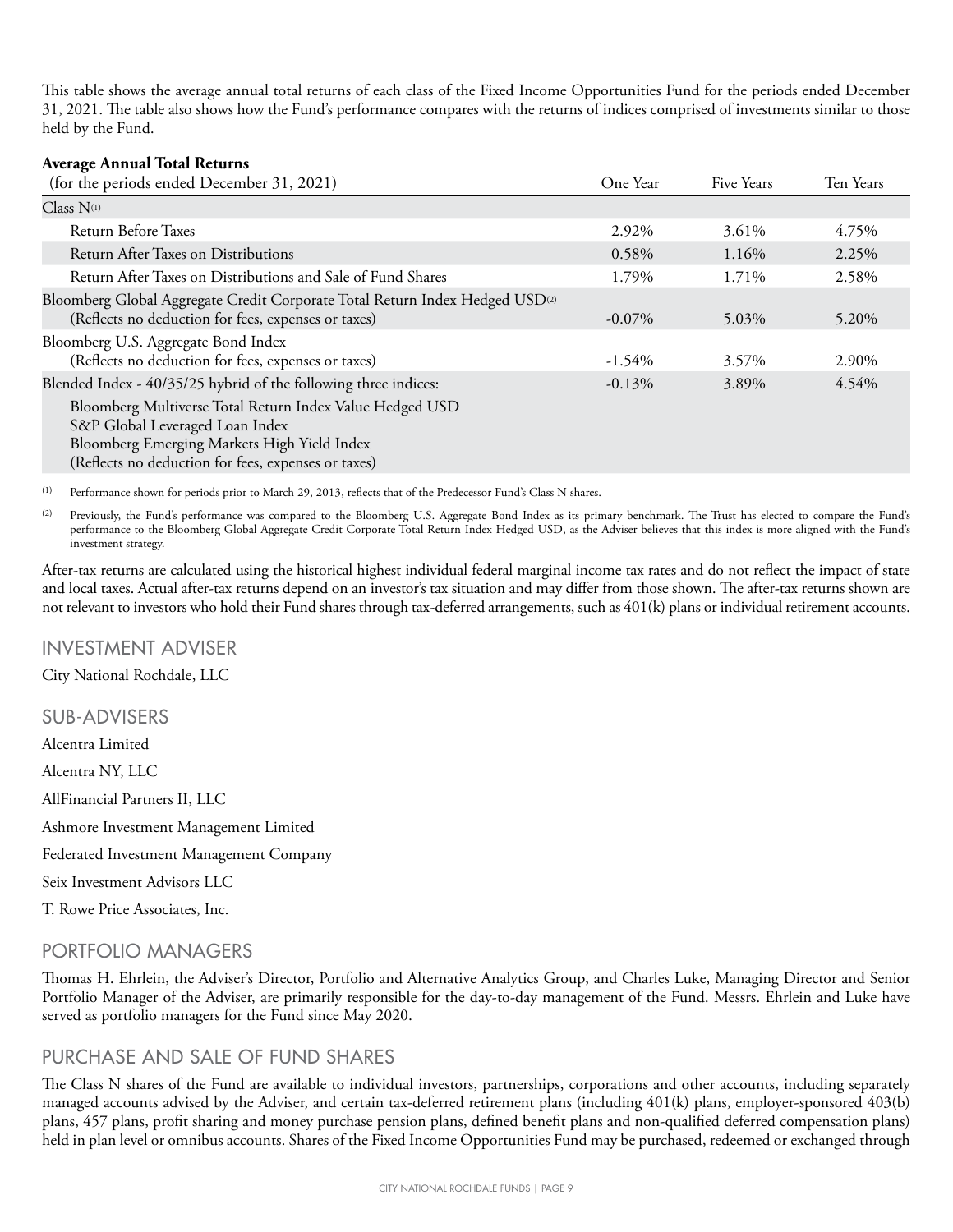This table shows the average annual total returns of each class of the Fixed Income Opportunities Fund for the periods ended December 31, 2021. The table also shows how the Fund's performance compares with the returns of indices comprised of investments similar to those held by the Fund.

**Average Annual Total Returns**

| (for the periods ended December 31, 2021) | One Year | Five Years | Ten Years |
|---|---|---|---|
| Class N[(1)] | | | |
| Return Before Taxes | 2.92% | 3.61% | 4.75% |
| Return After Taxes on Distributions | 0.58% | 1.16% | 2.25% |
| Return After Taxes on Distributions and Sale of Fund Shares | 1.79% | 1.71% | 2.58% |
| Bloomberg Global Aggregate Credit Corporate Total Return Index Hedged USD[(2)] (Reflects no deduction for fees, expenses or taxes) | -0.07% | 5.03% | 5.20% |
| Bloomberg U.S. Aggregate Bond Index (Reflects no deduction for fees, expenses or taxes) | -1.54% | 3.57% | 2.90% |
| Blended Index - 40/35/25 hybrid of the following three indices: Bloomberg Multiverse Total Return Index Value Hedged USD; S&P Global Leveraged Loan Index; Bloomberg Emerging Markets High Yield Index (Reflects no deduction for fees, expenses or taxes) | -0.13% | 3.89% | 4.54% |

(1) Performance shown for periods prior to March 29, 2013, reflects that of the Predecessor Fund's Class N shares.

(2) Previously, the Fund's performance was compared to the Bloomberg U.S. Aggregate Bond Index as its primary benchmark. The Trust has elected to compare the Fund's performance to the Bloomberg Global Aggregate Credit Corporate Total Return Index Hedged USD, as the Adviser believes that this index is more aligned with the Fund's investment strategy.

After-tax returns are calculated using the historical highest individual federal marginal income tax rates and do not reflect the impact of state and local taxes. Actual after-tax returns depend on an investor's tax situation and may differ from those shown. The after-tax returns shown are not relevant to investors who hold their Fund shares through tax-deferred arrangements, such as 401(k) plans or individual retirement accounts.

## INVESTMENT ADVISER

City National Rochdale, LLC

## SUB-ADVISERS

Alcentra Limited

Alcentra NY, LLC

AllFinancial Partners II, LLC

Ashmore Investment Management Limited

Federated Investment Management Company

Seix Investment Advisors LLC

T. Rowe Price Associates, Inc.

## PORTFOLIO MANAGERS

Thomas H. Ehrlein, the Adviser's Director, Portfolio and Alternative Analytics Group, and Charles Luke, Managing Director and Senior Portfolio Manager of the Adviser, are primarily responsible for the day-to-day management of the Fund. Messrs. Ehrlein and Luke have served as portfolio managers for the Fund since May 2020.

## PURCHASE AND SALE OF FUND SHARES

The Class N shares of the Fund are available to individual investors, partnerships, corporations and other accounts, including separately managed accounts advised by the Adviser, and certain tax-deferred retirement plans (including 401(k) plans, employer-sponsored 403(b) plans, 457 plans, profit sharing and money purchase pension plans, defined benefit plans and non-qualified deferred compensation plans) held in plan level or omnibus accounts. Shares of the Fixed Income Opportunities Fund may be purchased, redeemed or exchanged through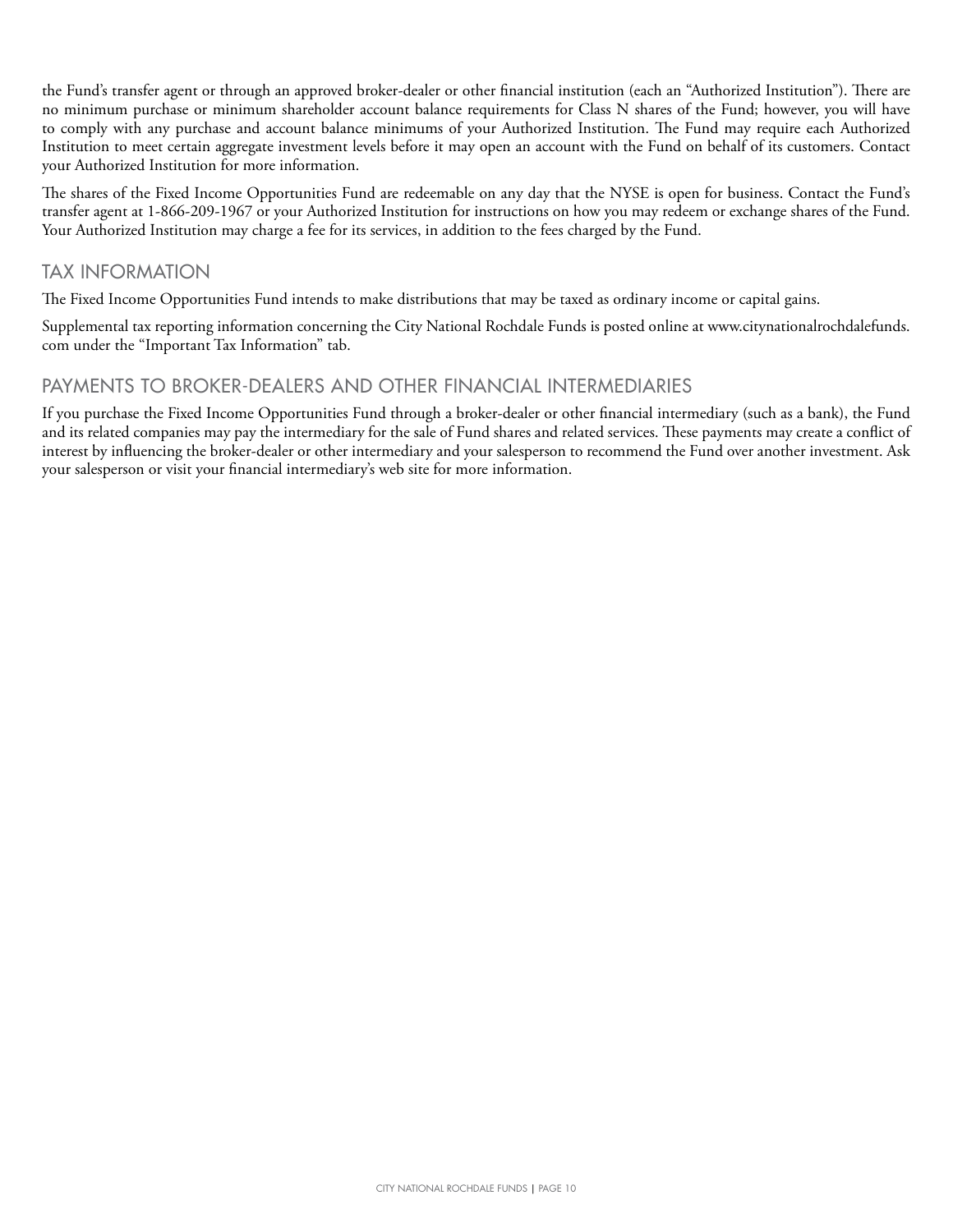the Fund's transfer agent or through an approved broker-dealer or other financial institution (each an "Authorized Institution"). There are no minimum purchase or minimum shareholder account balance requirements for Class N shares of the Fund; however, you will have to comply with any purchase and account balance minimums of your Authorized Institution. The Fund may require each Authorized Institution to meet certain aggregate investment levels before it may open an account with the Fund on behalf of its customers. Contact your Authorized Institution for more information.

The shares of the Fixed Income Opportunities Fund are redeemable on any day that the NYSE is open for business. Contact the Fund's transfer agent at 1-866-209-1967 or your Authorized Institution for instructions on how you may redeem or exchange shares of the Fund. Your Authorized Institution may charge a fee for its services, in addition to the fees charged by the Fund.

## TAX INFORMATION

The Fixed Income Opportunities Fund intends to make distributions that may be taxed as ordinary income or capital gains.

Supplemental tax reporting information concerning the City National Rochdale Funds is posted online at www.citynationalrochdalefunds.com under the "Important Tax Information" tab.

## PAYMENTS TO BROKER-DEALERS AND OTHER FINANCIAL INTERMEDIARIES

If you purchase the Fixed Income Opportunities Fund through a broker-dealer or other financial intermediary (such as a bank), the Fund and its related companies may pay the intermediary for the sale of Fund shares and related services. These payments may create a conflict of interest by influencing the broker-dealer or other intermediary and your salesperson to recommend the Fund over another investment. Ask your salesperson or visit your financial intermediary's web site for more information.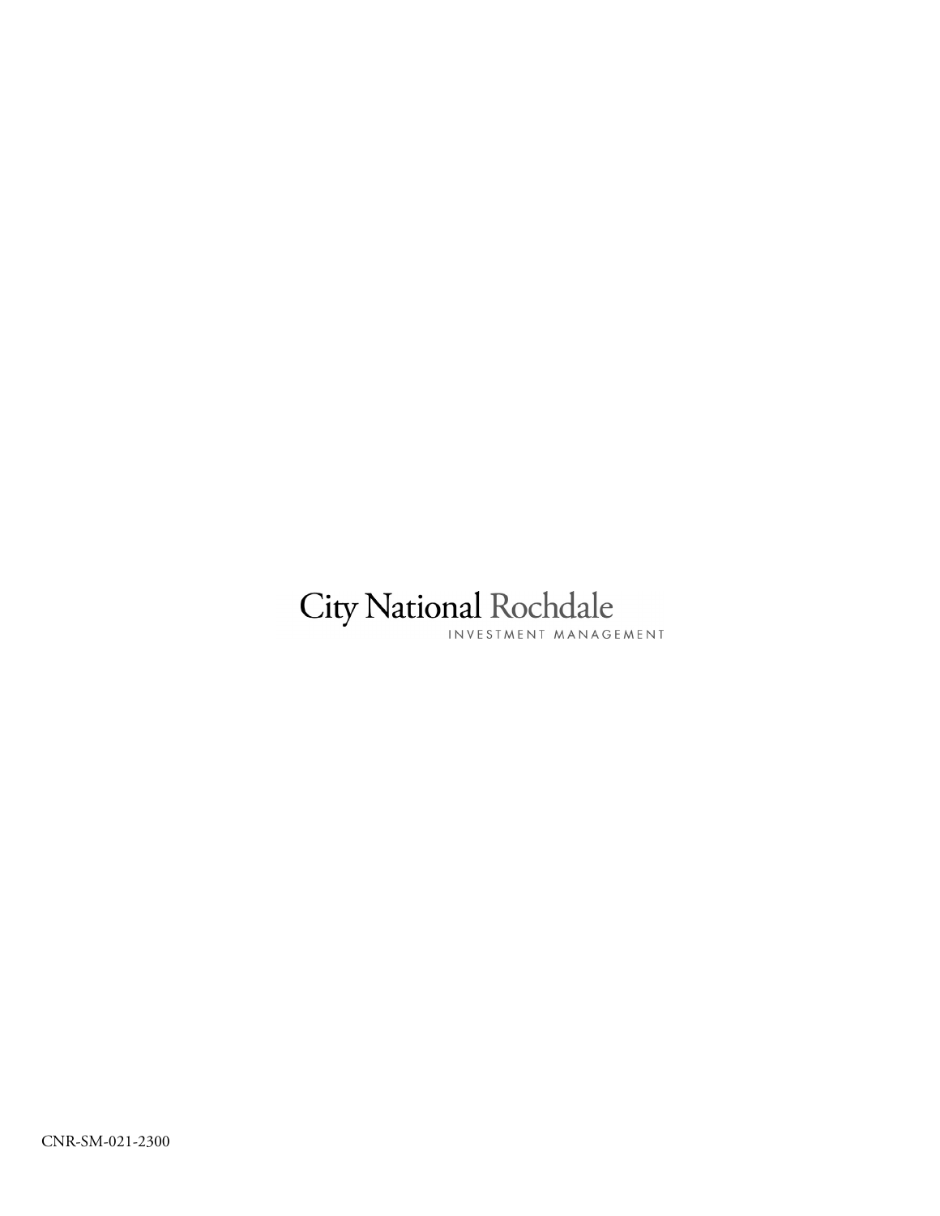City National Rochdale

INVESTMENT MANAGEMENT

CNR-SM-021-2300